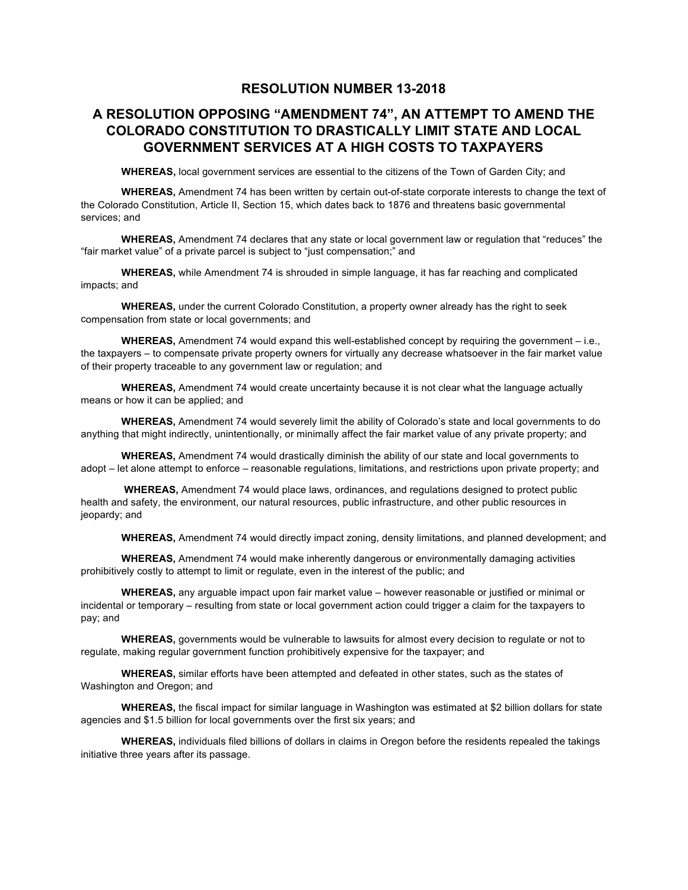# RESOLUTION NUMBER 13-2018

## A RESOLUTION OPPOSING "AMENDMENT 74", AN ATTEMPT TO AMEND THE COLORADO CONSTITUTION TO DRASTICALLY LIMIT STATE AND LOCAL GOVERNMENT SERVICES AT A HIGH COSTS TO TAXPAYERS

**WHEREAS,** local government services are essential to the citizens of the Town of Garden City; and

**WHEREAS,** Amendment 74 has been written by certain out-of-state corporate interests to change the text of the Colorado Constitution, Article II, Section 15, which dates back to 1876 and threatens basic governmental services; and

**WHEREAS,** Amendment 74 declares that any state or local government law or regulation that "reduces" the "fair market value" of a private parcel is subject to "just compensation;" and

**WHEREAS,** while Amendment 74 is shrouded in simple language, it has far reaching and complicated impacts; and

**WHEREAS,** under the current Colorado Constitution, a property owner already has the right to seek compensation from state or local governments; and

**WHEREAS,** Amendment 74 would expand this well-established concept by requiring the government – i.e., the taxpayers – to compensate private property owners for virtually any decrease whatsoever in the fair market value of their property traceable to any government law or regulation; and

**WHEREAS,** Amendment 74 would create uncertainty because it is not clear what the language actually means or how it can be applied; and

**WHEREAS,** Amendment 74 would severely limit the ability of Colorado's state and local governments to do anything that might indirectly, unintentionally, or minimally affect the fair market value of any private property; and

**WHEREAS,** Amendment 74 would drastically diminish the ability of our state and local governments to adopt – let alone attempt to enforce – reasonable regulations, limitations, and restrictions upon private property; and

**WHEREAS,** Amendment 74 would place laws, ordinances, and regulations designed to protect public health and safety, the environment, our natural resources, public infrastructure, and other public resources in jeopardy; and

**WHEREAS,** Amendment 74 would directly impact zoning, density limitations, and planned development; and

**WHEREAS,** Amendment 74 would make inherently dangerous or environmentally damaging activities prohibitively costly to attempt to limit or regulate, even in the interest of the public; and

**WHEREAS,** any arguable impact upon fair market value – however reasonable or justified or minimal or incidental or temporary – resulting from state or local government action could trigger a claim for the taxpayers to pay; and

**WHEREAS,** governments would be vulnerable to lawsuits for almost every decision to regulate or not to regulate, making regular government function prohibitively expensive for the taxpayer; and

**WHEREAS,** similar efforts have been attempted and defeated in other states, such as the states of Washington and Oregon; and

**WHEREAS,** the fiscal impact for similar language in Washington was estimated at $2 billion dollars for state agencies and $1.5 billion for local governments over the first six years; and

**WHEREAS,** individuals filed billions of dollars in claims in Oregon before the residents repealed the takings initiative three years after its passage.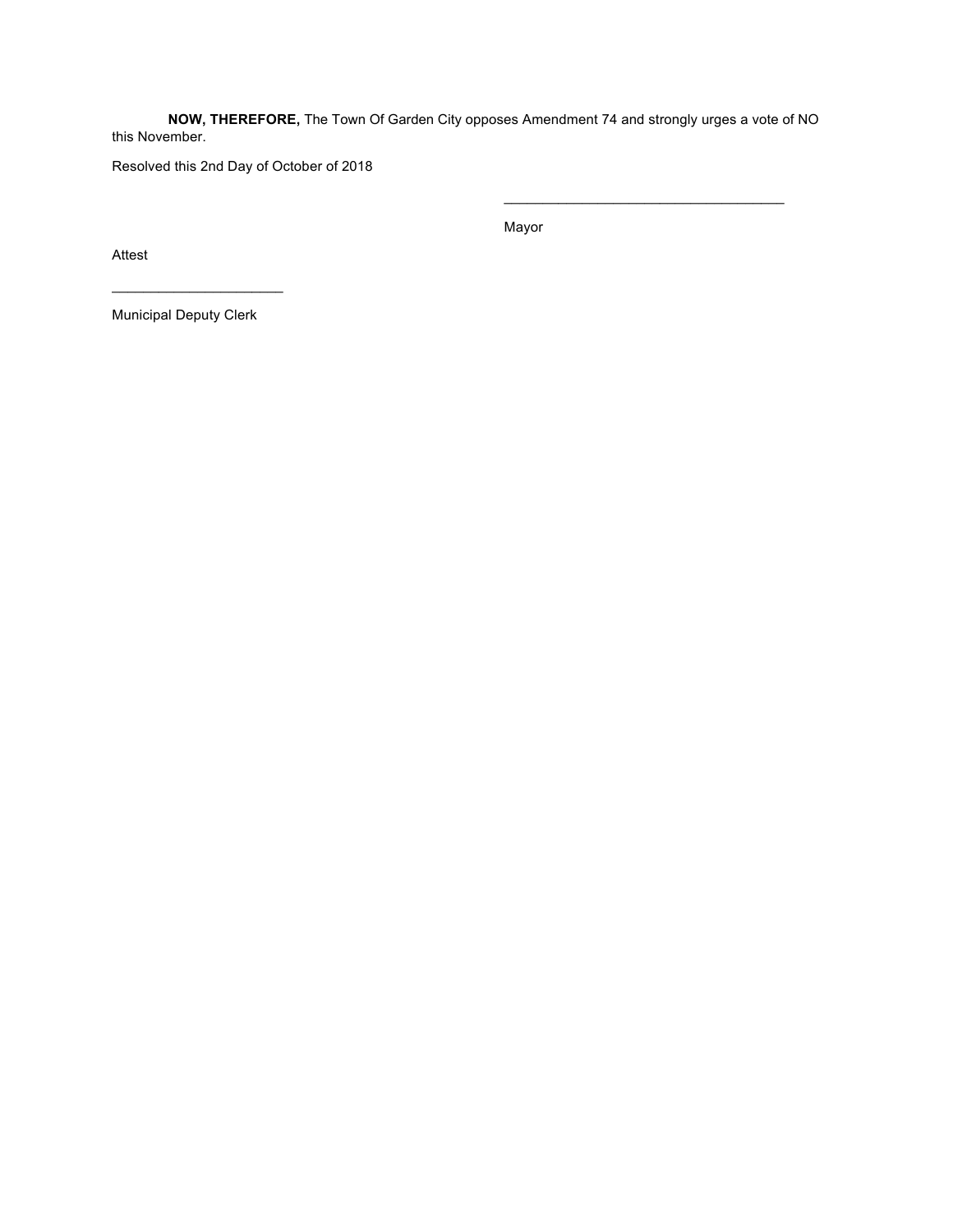**NOW, THEREFORE,** The Town Of Garden City opposes Amendment 74 and strongly urges a vote of NO this November.

Resolved this 2nd Day of October of 2018

\_\_\_\_\_\_\_\_\_\_\_\_\_\_\_\_\_\_\_\_\_\_\_\_\_\_\_\_\_\_\_\_\_\_\_\_\_\_

Mayor

Attest

\_\_\_\_\_\_\_\_\_\_\_\_\_\_\_\_\_\_\_\_\_\_\_\_

Municipal Deputy Clerk